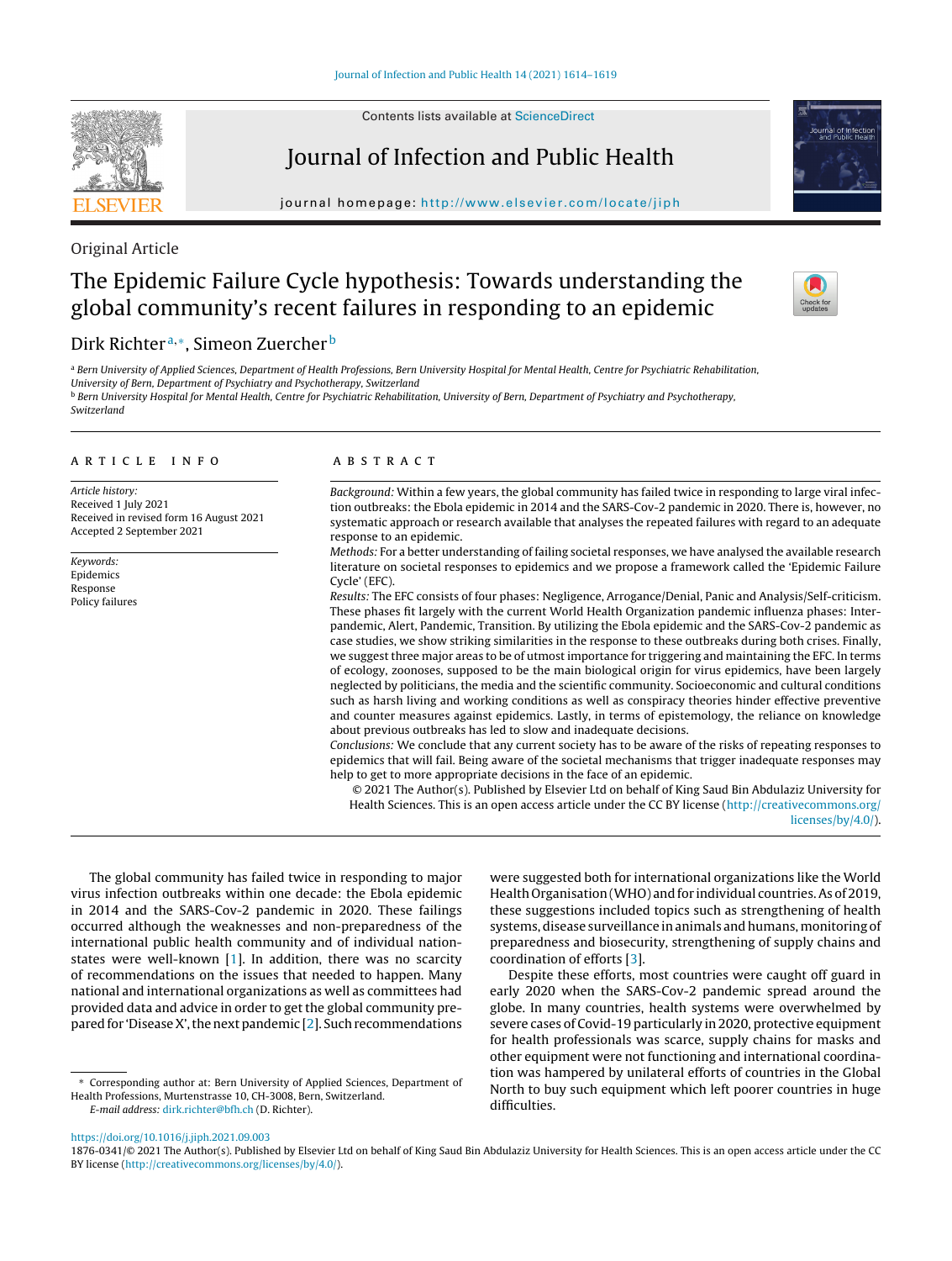Original Article

# The Epidemic Failure Cycle hypothesis: Towards understanding the global community's recent failures in responding to an epidemic

Dirk Richter[a,*], Simeon Zuercher[b]

[a] Bern University of Applied Sciences, Department of Health Professions, Bern University Hospital for Mental Health, Centre for Psychiatric Rehabilitation, University of Bern, Department of Psychiatry and Psychotherapy, Switzerland
[b] Bern University Hospital for Mental Health, Centre for Psychiatric Rehabilitation, University of Bern, Department of Psychiatry and Psychotherapy, Switzerland

## ARTICLE INFO

*Article history:*
Received 1 July 2021
Received in revised form 16 August 2021
Accepted 2 September 2021

*Keywords:*
Epidemics
Response
Policy failures

## ABSTRACT

*Background:* Within a few years, the global community has failed twice in responding to large viral infection outbreaks: the Ebola epidemic in 2014 and the SARS-Cov-2 pandemic in 2020. There is, however, no systematic approach or research available that analyses the repeated failures with regard to an adequate response to an epidemic.

*Methods:* For a better understanding of failing societal responses, we have analysed the available research literature on societal responses to epidemics and we propose a framework called the 'Epidemic Failure Cycle' (EFC).

*Results:* The EFC consists of four phases: Negligence, Arrogance/Denial, Panic and Analysis/Self-criticism. These phases fit largely with the current World Health Organization pandemic influenza phases: Interpandemic, Alert, Pandemic, Transition. By utilizing the Ebola epidemic and the SARS-Cov-2 pandemic as case studies, we show striking similarities in the response to these outbreaks during both crises. Finally, we suggest three major areas to be of utmost importance for triggering and maintaining the EFC. In terms of ecology, zoonoses, supposed to be the main biological origin for virus epidemics, have been largely neglected by politicians, the media and the scientific community. Socioeconomic and cultural conditions such as harsh living and working conditions as well as conspiracy theories hinder effective preventive and counter measures against epidemics. Lastly, in terms of epistemology, the reliance on knowledge about previous outbreaks has led to slow and inadequate decisions.

*Conclusions:* We conclude that any current society has to be aware of the risks of repeating responses to epidemics that will fail. Being aware of the societal mechanisms that trigger inadequate responses may help to get to more appropriate decisions in the face of an epidemic.

© 2021 The Author(s). Published by Elsevier Ltd on behalf of King Saud Bin Abdulaziz University for Health Sciences. This is an open access article under the CC BY license (http://creativecommons.org/licenses/by/4.0/).

The global community has failed twice in responding to major virus infection outbreaks within one decade: the Ebola epidemic in 2014 and the SARS-Cov-2 pandemic in 2020. These failings occurred although the weaknesses and non-preparedness of the international public health community and of individual nation-states were well-known [1]. In addition, there was no scarcity of recommendations on the issues that needed to happen. Many national and international organizations as well as committees had provided data and advice in order to get the global community prepared for 'Disease X', the next pandemic [2]. Such recommendations were suggested both for international organizations like the World Health Organisation (WHO) and for individual countries. As of 2019, these suggestions included topics such as strengthening of health systems, disease surveillance in animals and humans, monitoring of preparedness and biosecurity, strengthening of supply chains and coordination of efforts [3].

Despite these efforts, most countries were caught off guard in early 2020 when the SARS-Cov-2 pandemic spread around the globe. In many countries, health systems were overwhelmed by severe cases of Covid-19 particularly in 2020, protective equipment for health professionals was scarce, supply chains for masks and other equipment were not functioning and international coordination was hampered by unilateral efforts of countries in the Global North to buy such equipment which left poorer countries in huge difficulties.

* Corresponding author at: Bern University of Applied Sciences, Department of Health Professions, Murtenstrasse 10, CH-3008, Bern, Switzerland.
*E-mail address:* dirk.richter@bfh.ch (D. Richter).

https://doi.org/10.1016/j.jiph.2021.09.003
1876-0341/© 2021 The Author(s). Published by Elsevier Ltd on behalf of King Saud Bin Abdulaziz University for Health Sciences. This is an open access article under the CC BY license (http://creativecommons.org/licenses/by/4.0/).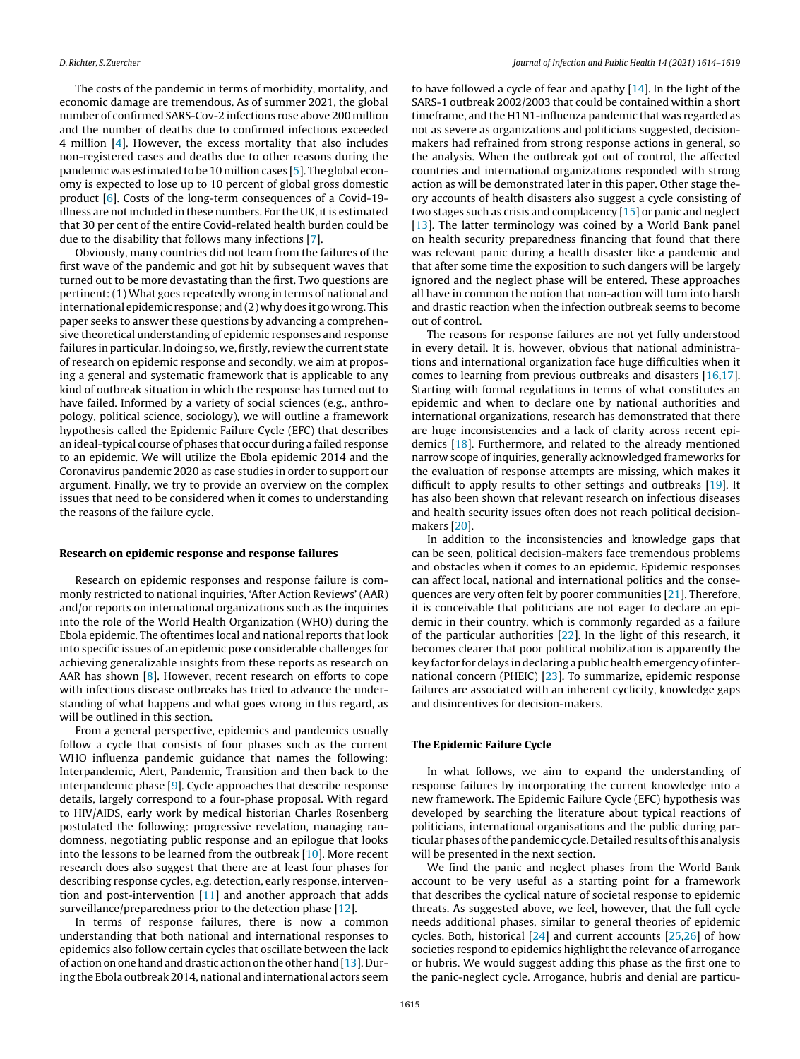The costs of the pandemic in terms of morbidity, mortality, and economic damage are tremendous. As of summer 2021, the global number of confirmed SARS-Cov-2 infections rose above 200 million and the number of deaths due to confirmed infections exceeded 4 million [4]. However, the excess mortality that also includes non-registered cases and deaths due to other reasons during the pandemic was estimated to be 10 million cases [5]. The global economy is expected to lose up to 10 percent of global gross domestic product [6]. Costs of the long-term consequences of a Covid-19-illness are not included in these numbers. For the UK, it is estimated that 30 per cent of the entire Covid-related health burden could be due to the disability that follows many infections [7].

Obviously, many countries did not learn from the failures of the first wave of the pandemic and got hit by subsequent waves that turned out to be more devastating than the first. Two questions are pertinent: (1) What goes repeatedly wrong in terms of national and international epidemic response; and (2) why does it go wrong. This paper seeks to answer these questions by advancing a comprehensive theoretical understanding of epidemic responses and response failures in particular. In doing so, we, firstly, review the current state of research on epidemic response and secondly, we aim at proposing a general and systematic framework that is applicable to any kind of outbreak situation in which the response has turned out to have failed. Informed by a variety of social sciences (e.g., anthropology, political science, sociology), we will outline a framework hypothesis called the Epidemic Failure Cycle (EFC) that describes an ideal-typical course of phases that occur during a failed response to an epidemic. We will utilize the Ebola epidemic 2014 and the Coronavirus pandemic 2020 as case studies in order to support our argument. Finally, we try to provide an overview on the complex issues that need to be considered when it comes to understanding the reasons of the failure cycle.

## Research on epidemic response and response failures

Research on epidemic responses and response failure is commonly restricted to national inquiries, 'After Action Reviews' (AAR) and/or reports on international organizations such as the inquiries into the role of the World Health Organization (WHO) during the Ebola epidemic. The oftentimes local and national reports that look into specific issues of an epidemic pose considerable challenges for achieving generalizable insights from these reports as research on AAR has shown [8]. However, recent research on efforts to cope with infectious disease outbreaks has tried to advance the understanding of what happens and what goes wrong in this regard, as will be outlined in this section.

From a general perspective, epidemics and pandemics usually follow a cycle that consists of four phases such as the current WHO influenza pandemic guidance that names the following: Interpandemic, Alert, Pandemic, Transition and then back to the interpandemic phase [9]. Cycle approaches that describe response details, largely correspond to a four-phase proposal. With regard to HIV/AIDS, early work by medical historian Charles Rosenberg postulated the following: progressive revelation, managing randomness, negotiating public response and an epilogue that looks into the lessons to be learned from the outbreak [10]. More recent research does also suggest that there are at least four phases for describing response cycles, e.g. detection, early response, intervention and post-intervention [11] and another approach that adds surveillance/preparedness prior to the detection phase [12].

In terms of response failures, there is now a common understanding that both national and international responses to epidemics also follow certain cycles that oscillate between the lack of action on one hand and drastic action on the other hand [13]. During the Ebola outbreak 2014, national and international actors seem to have followed a cycle of fear and apathy [14]. In the light of the SARS-1 outbreak 2002/2003 that could be contained within a short timeframe, and the H1N1-influenza pandemic that was regarded as not as severe as organizations and politicians suggested, decision-makers had refrained from strong response actions in general, so the analysis. When the outbreak got out of control, the affected countries and international organizations responded with strong action as will be demonstrated later in this paper. Other stage theory accounts of health disasters also suggest a cycle consisting of two stages such as crisis and complacency [15] or panic and neglect [13]. The latter terminology was coined by a World Bank panel on health security preparedness financing that found that there was relevant panic during a health disaster like a pandemic and that after some time the exposition to such dangers will be largely ignored and the neglect phase will be entered. These approaches all have in common the notion that non-action will turn into harsh and drastic reaction when the infection outbreak seems to become out of control.

The reasons for response failures are not yet fully understood in every detail. It is, however, obvious that national administrations and international organization face huge difficulties when it comes to learning from previous outbreaks and disasters [16,17]. Starting with formal regulations in terms of what constitutes an epidemic and when to declare one by national authorities and international organizations, research has demonstrated that there are huge inconsistencies and a lack of clarity across recent epidemics [18]. Furthermore, and related to the already mentioned narrow scope of inquiries, generally acknowledged frameworks for the evaluation of response attempts are missing, which makes it difficult to apply results to other settings and outbreaks [19]. It has also been shown that relevant research on infectious diseases and health security issues often does not reach political decision-makers [20].

In addition to the inconsistencies and knowledge gaps that can be seen, political decision-makers face tremendous problems and obstacles when it comes to an epidemic. Epidemic responses can affect local, national and international politics and the consequences are very often felt by poorer communities [21]. Therefore, it is conceivable that politicians are not eager to declare an epidemic in their country, which is commonly regarded as a failure of the particular authorities [22]. In the light of this research, it becomes clearer that poor political mobilization is apparently the key factor for delays in declaring a public health emergency of international concern (PHEIC) [23]. To summarize, epidemic response failures are associated with an inherent cyclicity, knowledge gaps and disincentives for decision-makers.

## The Epidemic Failure Cycle

In what follows, we aim to expand the understanding of response failures by incorporating the current knowledge into a new framework. The Epidemic Failure Cycle (EFC) hypothesis was developed by searching the literature about typical reactions of politicians, international organisations and the public during particular phases of the pandemic cycle. Detailed results of this analysis will be presented in the next section.

We find the panic and neglect phases from the World Bank account to be very useful as a starting point for a framework that describes the cyclical nature of societal response to epidemic threats. As suggested above, we feel, however, that the full cycle needs additional phases, similar to general theories of epidemic cycles. Both, historical [24] and current accounts [25,26] of how societies respond to epidemics highlight the relevance of arrogance or hubris. We would suggest adding this phase as the first one to the panic-neglect cycle. Arrogance, hubris and denial are particu-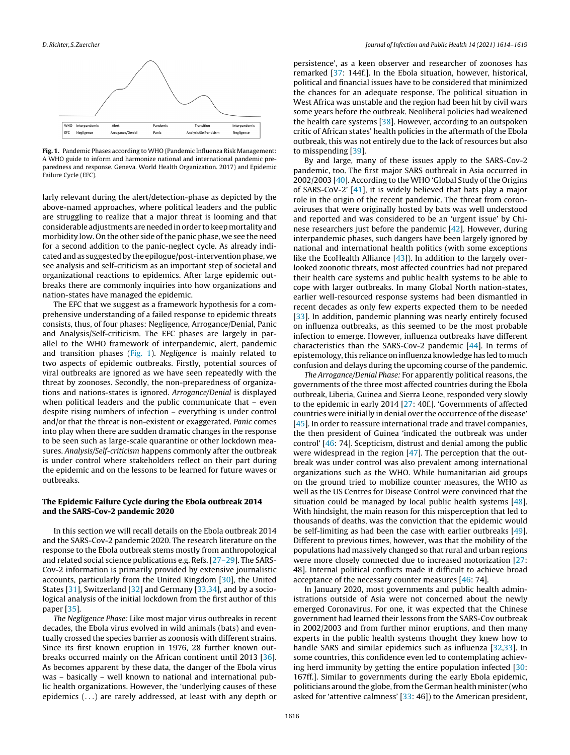| WHO | Interpandemic | Alert | Pandemic | Transition | Interpandemic |
|---|---|---|---|---|---|
| EFC | Negligence | Arrogance/Denial | Panic | Analysis/Self-criticism | Negligence |

**Fig. 1.** Pandemic Phases according to WHO (Pandemic Influenza Risk Management: A WHO guide to inform and harmonize national and international pandemic preparedness and response. Geneva. World Health Organization. 2017) and Epidemic Failure Cycle (EFC).

larly relevant during the alert/detection-phase as depicted by the above-named approaches, where political leaders and the public are struggling to realize that a major threat is looming and that considerable adjustments are needed in order to keep mortality and morbidity low. On the other side of the panic phase, we see the need for a second addition to the panic-neglect cycle. As already indicated and as suggested by the epilogue/post-intervention phase, we see analysis and self-criticism as an important step of societal and organizational reactions to epidemics. After large epidemic outbreaks there are commonly inquiries into how organizations and nation-states have managed the epidemic.

The EFC that we suggest as a framework hypothesis for a comprehensive understanding of a failed response to epidemic threats consists, thus, of four phases: Negligence, Arrogance/Denial, Panic and Analysis/Self-criticism. The EFC phases are largely in parallel to the WHO framework of interpandemic, alert, pandemic and transition phases (Fig. 1). *Negligence* is mainly related to two aspects of epidemic outbreaks. Firstly, potential sources of viral outbreaks are ignored as we have seen repeatedly with the threat by zoonoses. Secondly, the non-preparedness of organizations and nations-states is ignored. *Arrogance/Denial* is displayed when political leaders and the public communicate that – even despite rising numbers of infection – everything is under control and/or that the threat is non-existent or exaggerated. *Panic* comes into play when there are sudden dramatic changes in the response to be seen such as large-scale quarantine or other lockdown measures. *Analysis/Self-criticism* happens commonly after the outbreak is under control where stakeholders reflect on their part during the epidemic and on the lessons to be learned for future waves or outbreaks.

## The Epidemic Failure Cycle during the Ebola outbreak 2014 and the SARS-Cov-2 pandemic 2020

In this section we will recall details on the Ebola outbreak 2014 and the SARS-Cov-2 pandemic 2020. The research literature on the response to the Ebola outbreak stems mostly from anthropological and related social science publications e.g. Refs. [27–29]. The SARS-Cov-2 information is primarily provided by extensive journalistic accounts, particularly from the United Kingdom [30], the United States [31], Switzerland [32] and Germany [33,34], and by a sociological analysis of the initial lockdown from the first author of this paper [35].

*The Negligence Phase:* Like most major virus outbreaks in recent decades, the Ebola virus evolved in wild animals (bats) and eventually crossed the species barrier as zoonosis with different strains. Since its first known eruption in 1976, 28 further known outbreaks occurred mainly on the African continent until 2013 [36]. As becomes apparent by these data, the danger of the Ebola virus was – basically – well known to national and international public health organizations. However, the 'underlying causes of these epidemics (...) are rarely addressed, at least with any depth or persistence', as a keen observer and researcher of zoonoses has remarked [37: 144f.]. In the Ebola situation, however, historical, political and financial issues have to be considered that minimized the chances for an adequate response. The political situation in West Africa was unstable and the region had been hit by civil wars some years before the outbreak. Neoliberal policies had weakened the health care systems [38]. However, according to an outspoken critic of African states' health policies in the aftermath of the Ebola outbreak, this was not entirely due to the lack of resources but also to misspending [39].

By and large, many of these issues apply to the SARS-Cov-2 pandemic, too. The first major SARS outbreak in Asia occurred in 2002/2003 [40]. According to the WHO 'Global Study of the Origins of SARS-CoV-2' [41], it is widely believed that bats play a major role in the origin of the recent pandemic. The threat from coronaviruses that were originally hosted by bats was well understood and reported and was considered to be an 'urgent issue' by Chinese researchers just before the pandemic [42]. However, during interpandemic phases, such dangers have been largely ignored by national and international health politics (with some exceptions like the EcoHealth Alliance [43]). In addition to the largely overlooked zoonotic threats, most affected countries had not prepared their health care systems and public health systems to be able to cope with larger outbreaks. In many Global North nation-states, earlier well-resourced response systems had been dismantled in recent decades as only few experts expected them to be needed [33]. In addition, pandemic planning was nearly entirely focused on influenza outbreaks, as this seemed to be the most probable infection to emerge. However, influenza outbreaks have different characteristics than the SARS-Cov-2 pandemic [44]. In terms of epistemology, this reliance on influenza knowledge has led to much confusion and delays during the upcoming course of the pandemic.

*The Arrogance/Denial Phase:* For apparently political reasons, the governments of the three most affected countries during the Ebola outbreak, Liberia, Guinea and Sierra Leone, responded very slowly to the epidemic in early 2014 [27: 40f.]. 'Governments of affected countries were initially in denial over the occurrence of the disease' [45]. In order to reassure international trade and travel companies, the then president of Guinea 'indicated the outbreak was under control' [46: 74]. Scepticism, distrust and denial among the public were widespread in the region [47]. The perception that the outbreak was under control was also prevalent among international organizations such as the WHO. While humanitarian aid groups on the ground tried to mobilize counter measures, the WHO as well as the US Centres for Disease Control were convinced that the situation could be managed by local public health systems [48]. With hindsight, the main reason for this misperception that led to thousands of deaths, was the conviction that the epidemic would be self-limiting as had been the case with earlier outbreaks [49]. Different to previous times, however, was that the mobility of the populations had massively changed so that rural and urban regions were more closely connected due to increased motorization [27: 48]. Internal political conflicts made it difficult to achieve broad acceptance of the necessary counter measures [46: 74].

In January 2020, most governments and public health administrations outside of Asia were not concerned about the newly emerged Coronavirus. For one, it was expected that the Chinese government had learned their lessons from the SARS-Cov outbreak in 2002/2003 and from further minor eruptions, and then many experts in the public health systems thought they knew how to handle SARS and similar epidemics such as influenza [32,33]. In some countries, this confidence even led to contemplating achieving herd immunity by getting the entire population infected [30: 167ff.]. Similar to governments during the early Ebola epidemic, politicians around the globe, from the German health minister (who asked for 'attentive calmness' [33: 46]) to the American president,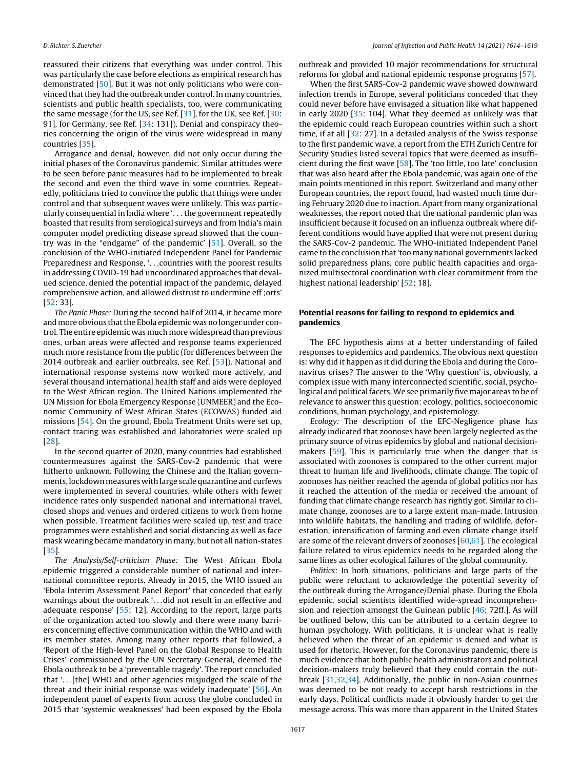reassured their citizens that everything was under control. This was particularly the case before elections as empirical research has demonstrated [50]. But it was not only politicians who were convinced that they had the outbreak under control. In many countries, scientists and public health specialists, too, were communicating the same message (for the US, see Ref. [31], for the UK, see Ref. [30: 91], for Germany, see Ref. [34: 131]). Denial and conspiracy theories concerning the origin of the virus were widespread in many countries [35].

Arrogance and denial, however, did not only occur during the initial phases of the Coronavirus pandemic. Similar attitudes were to be seen before panic measures had to be implemented to break the second and even the third wave in some countries. Repeatedly, politicians tried to convince the public that things were under control and that subsequent waves were unlikely. This was particularly consequential in India where '. . . the government repeatedly boasted that results from serological surveys and from India's main computer model predicting disease spread showed that the country was in the "endgame" of the pandemic' [51]. Overall, so the conclusion of the WHO-initiated Independent Panel for Pandemic Preparedness and Response, '. . .countries with the poorest results in addressing COVID-19 had uncoordinated approaches that devalued science, denied the potential impact of the pandemic, delayed comprehensive action, and allowed distrust to undermine eff ;orts' [52: 33].

*The Panic Phase:* During the second half of 2014, it became more and more obvious that the Ebola epidemic was no longer under control. The entire epidemic was much more widespread than previous ones, urban areas were affected and response teams experienced much more resistance from the public (for differences between the 2014 outbreak and earlier outbreaks, see Ref. [53]). National and international response systems now worked more actively, and several thousand international health staff and aids were deployed to the West African region. The United Nations implemented the UN Mission for Ebola Emergency Response (UNMEER) and the Economic Community of West African States (ECOWAS) funded aid missions [54]. On the ground, Ebola Treatment Units were set up, contact tracing was established and laboratories were scaled up [28].

In the second quarter of 2020, many countries had established countermeasures against the SARS-Cov-2 pandemic that were hitherto unknown. Following the Chinese and the Italian governments, lockdown measures with large scale quarantine and curfews were implemented in several countries, while others with fewer incidence rates only suspended national and international travel, closed shops and venues and ordered citizens to work from home when possible. Treatment facilities were scaled up, test and trace programmes were established and social distancing as well as face mask wearing became mandatory in many, but not all nation-states [35].

*The Analysis/Self-criticism Phase:* The West African Ebola epidemic triggered a considerable number of national and international committee reports. Already in 2015, the WHO issued an 'Ebola Interim Assessment Panel Report' that conceded that early warnings about the outbreak '. . .did not result in an effective and adequate response' [55: 12]. According to the report, large parts of the organization acted too slowly and there were many barriers concerning effective communication within the WHO and with its member states. Among many other reports that followed, a 'Report of the High-level Panel on the Global Response to Health Crises' commissioned by the UN Secretary General, deemed the Ebola outbreak to be a 'preventable tragedy'. The report concluded that '. . .[the] WHO and other agencies misjudged the scale of the threat and their initial response was widely inadequate' [56]. An independent panel of experts from across the globe concluded in 2015 that 'systemic weaknesses' had been exposed by the Ebola outbreak and provided 10 major recommendations for structural reforms for global and national epidemic response programs [57].

When the first SARS-Cov-2 pandemic wave showed downward infection trends in Europe, several politicians conceded that they could never before have envisaged a situation like what happened in early 2020 [35: 104]. What they deemed as unlikely was that the epidemic could reach European countries within such a short time, if at all [32: 27]. In a detailed analysis of the Swiss response to the first pandemic wave, a report from the ETH Zurich Centre for Security Studies listed several topics that were deemed as insufficient during the first wave [58]. The 'too little, too late' conclusion that was also heard after the Ebola pandemic, was again one of the main points mentioned in this report. Switzerland and many other European countries, the report found, had wasted much time during February 2020 due to inaction. Apart from many organizational weaknesses, the report noted that the national pandemic plan was insufficient because it focused on an influenza outbreak where different conditions would have applied that were not present during the SARS-Cov-2 pandemic. The WHO-initiated Independent Panel came to the conclusion that 'too many national governments lacked solid preparedness plans, core public health capacities and organized multisectoral coordination with clear commitment from the highest national leadership' [52: 18].

## Potential reasons for failing to respond to epidemics and pandemics

The EFC hypothesis aims at a better understanding of failed responses to epidemics and pandemics. The obvious next question is: why did it happen as it did during the Ebola and during the Coronavirus crises? The answer to the 'Why question' is, obviously, a complex issue with many interconnected scientific, social, psychological and political facets. We see primarily five major areas to be of relevance to answer this question: ecology, politics, socioeconomic conditions, human psychology, and epistemology.

*Ecology:* The description of the EFC-Negligence phase has already indicated that zoonoses have been largely neglected as the primary source of virus epidemics by global and national decision-makers [59]. This is particularly true when the danger that is associated with zoonoses is compared to the other current major threat to human life and livelihoods, climate change. The topic of zoonoses has neither reached the agenda of global politics nor has it reached the attention of the media or received the amount of funding that climate change research has rightly got. Similar to climate change, zoonoses are to a large extent man-made. Intrusion into wildlife habitats, the handling and trading of wildlife, deforestation, intensification of farming and even climate change itself are some of the relevant drivers of zoonoses [60,61]. The ecological failure related to virus epidemics needs to be regarded along the same lines as other ecological failures of the global community.

*Politics*: In both situations, politicians and large parts of the public were reluctant to acknowledge the potential severity of the outbreak during the Arrogance/Denial phase. During the Ebola epidemic, social scientists identified wide-spread incomprehension and rejection amongst the Guinean public [46: 72ff.]. As will be outlined below, this can be attributed to a certain degree to human psychology. With politicians, it is unclear what is really believed when the threat of an epidemic is denied and what is used for rhetoric. However, for the Coronavirus pandemic, there is much evidence that both public health administrators and political decision-makers truly believed that they could contain the outbreak [31,32,34]. Additionally, the public in non-Asian countries was deemed to be not ready to accept harsh restrictions in the early days. Political conflicts made it obviously harder to get the message across. This was more than apparent in the United States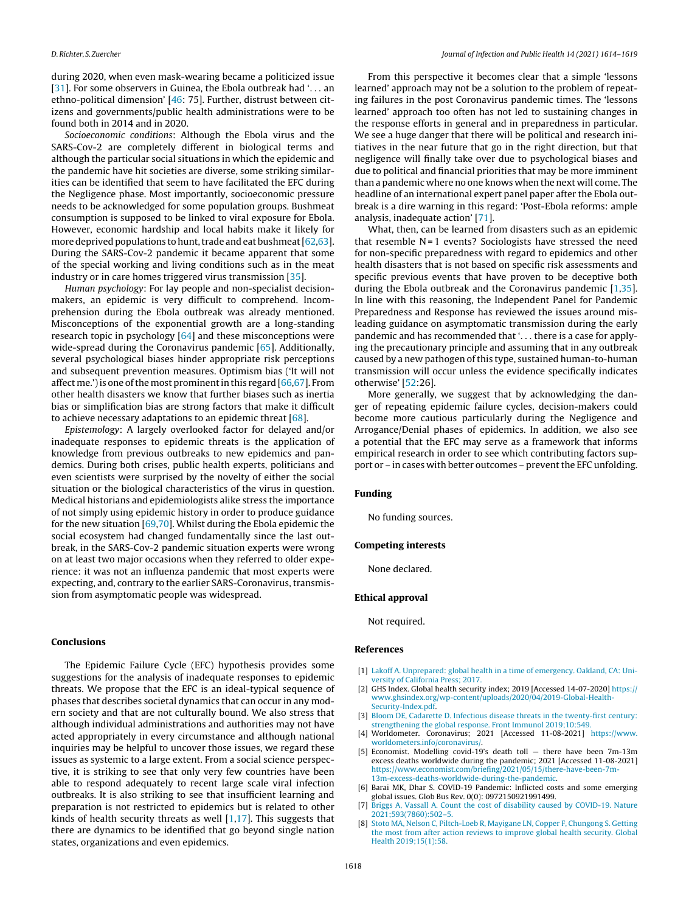during 2020, when even mask-wearing became a politicized issue [31]. For some observers in Guinea, the Ebola outbreak had '. . . an ethno-political dimension' [46: 75]. Further, distrust between citizens and governments/public health administrations were to be found both in 2014 and in 2020.

*Socioeconomic conditions*: Although the Ebola virus and the SARS-Cov-2 are completely different in biological terms and although the particular social situations in which the epidemic and the pandemic have hit societies are diverse, some striking similarities can be identified that seem to have facilitated the EFC during the Negligence phase. Most importantly, socioeconomic pressure needs to be acknowledged for some population groups. Bushmeat consumption is supposed to be linked to viral exposure for Ebola. However, economic hardship and local habits make it likely for more deprived populations to hunt, trade and eat bushmeat [62,63]. During the SARS-Cov-2 pandemic it became apparent that some of the special working and living conditions such as in the meat industry or in care homes triggered virus transmission [35].

*Human psychology*: For lay people and non-specialist decision-makers, an epidemic is very difficult to comprehend. Incomprehension during the Ebola outbreak was already mentioned. Misconceptions of the exponential growth are a long-standing research topic in psychology [64] and these misconceptions were wide-spread during the Coronavirus pandemic [65]. Additionally, several psychological biases hinder appropriate risk perceptions and subsequent prevention measures. Optimism bias ('It will not affect me.') is one of the most prominent in this regard [66,67]. From other health disasters we know that further biases such as inertia bias or simplification bias are strong factors that make it difficult to achieve necessary adaptations to an epidemic threat [68].

*Epistemology*: A largely overlooked factor for delayed and/or inadequate responses to epidemic threats is the application of knowledge from previous outbreaks to new epidemics and pandemics. During both crises, public health experts, politicians and even scientists were surprised by the novelty of either the social situation or the biological characteristics of the virus in question. Medical historians and epidemiologists alike stress the importance of not simply using epidemic history in order to produce guidance for the new situation [69,70]. Whilst during the Ebola epidemic the social ecosystem had changed fundamentally since the last outbreak, in the SARS-Cov-2 pandemic situation experts were wrong on at least two major occasions when they referred to older experience: it was not an influenza pandemic that most experts were expecting, and, contrary to the earlier SARS-Coronavirus, transmission from asymptomatic people was widespread.

## Conclusions

The Epidemic Failure Cycle (EFC) hypothesis provides some suggestions for the analysis of inadequate responses to epidemic threats. We propose that the EFC is an ideal-typical sequence of phases that describes societal dynamics that can occur in any modern society and that are not culturally bound. We also stress that although individual administrations and authorities may not have acted appropriately in every circumstance and although national inquiries may be helpful to uncover those issues, we regard these issues as systemic to a large extent. From a social science perspective, it is striking to see that only very few countries have been able to respond adequately to recent large scale viral infection outbreaks. It is also striking to see that insufficient learning and preparation is not restricted to epidemics but is related to other kinds of health security threats as well [1,17]. This suggests that there are dynamics to be identified that go beyond single nation states, organizations and even epidemics.

From this perspective it becomes clear that a simple 'lessons learned' approach may not be a solution to the problem of repeating failures in the post Coronavirus pandemic times. The 'lessons learned' approach too often has not led to sustaining changes in the response efforts in general and in preparedness in particular. We see a huge danger that there will be political and research initiatives in the near future that go in the right direction, but that negligence will finally take over due to psychological biases and due to political and financial priorities that may be more imminent than a pandemic where no one knows when the next will come. The headline of an international expert panel paper after the Ebola outbreak is a dire warning in this regard: 'Post-Ebola reforms: ample analysis, inadequate action' [71].

What, then, can be learned from disasters such as an epidemic that resemble N = 1 events? Sociologists have stressed the need for non-specific preparedness with regard to epidemics and other health disasters that is not based on specific risk assessments and specific previous events that have proven to be deceptive both during the Ebola outbreak and the Coronavirus pandemic [1,35]. In line with this reasoning, the Independent Panel for Pandemic Preparedness and Response has reviewed the issues around misleading guidance on asymptomatic transmission during the early pandemic and has recommended that '. . . there is a case for applying the precautionary principle and assuming that in any outbreak caused by a new pathogen of this type, sustained human-to-human transmission will occur unless the evidence specifically indicates otherwise' [52:26].

More generally, we suggest that by acknowledging the danger of repeating epidemic failure cycles, decision-makers could become more cautious particularly during the Negligence and Arrogance/Denial phases of epidemics. In addition, we also see a potential that the EFC may serve as a framework that informs empirical research in order to see which contributing factors support or – in cases with better outcomes – prevent the EFC unfolding.

## Funding

No funding sources.

## Competing interests

None declared.

## Ethical approval

Not required.

## References

[1] Lakoff A. Unprepared: global health in a time of emergency. Oakland, CA: University of California Press; 2017.

[2] GHS Index. Global health security index; 2019 [Accessed 14-07-2020] https://www.ghsindex.org/wp-content/uploads/2020/04/2019-Global-Health-Security-Index.pdf.

[3] Bloom DE, Cadarette D. Infectious disease threats in the twenty-first century: strengthening the global response. Front Immunol 2019;10:549.

[4] Worldometer. Coronavirus; 2021 [Accessed 11-08-2021] https://www.worldometers.info/coronavirus/.

[5] Economist. Modelling covid-19's death toll — there have been 7m-13m excess deaths worldwide during the pandemic; 2021 [Accessed 11-08-2021] https://www.economist.com/briefing/2021/05/15/there-have-been-7m-13m-excess-deaths-worldwide-during-the-pandemic.

[6] Barai MK, Dhar S. COVID-19 Pandemic: Inflicted costs and some emerging global issues. Glob Bus Rev. 0(0): 0972150921991499.

[7] Briggs A, Vassall A. Count the cost of disability caused by COVID-19. Nature 2021;593(7860):502–5.

[8] Stoto MA, Nelson C, Piltch-Loeb R, Mayigane LN, Copper F, Chungong S. Getting the most from after action reviews to improve global health security. Global Health 2019;15(1):58.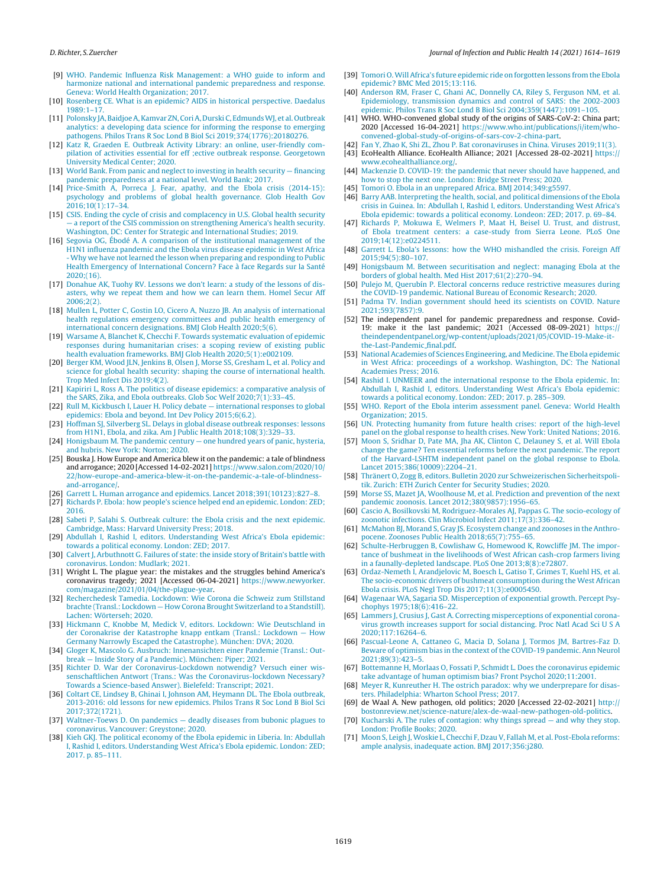[9] WHO. Pandemic Influenza Risk Management: a WHO guide to inform and harmonize national and international pandemic preparedness and response. Geneva: World Health Organization; 2017.

[10] Rosenberg CE. What is an epidemic? AIDS in historical perspective. Daedalus 1989:1–17.

[11] Polonsky JA, Baidjoe A, Kamvar ZN, Cori A, Durski C, Edmunds WJ, et al. Outbreak analytics: a developing data science for informing the response to emerging pathogens. Philos Trans R Soc Lond B Biol Sci 2019;374(1776):20180276.

[12] Katz R, Graeden E. Outbreak Activity Library: an online, user-friendly compilation of activities essential for eff ;ective outbreak response. Georgetown University Medical Center; 2020.

[13] World Bank. From panic and neglect to investing in health security — financing pandemic preparedness at a national level. World Bank; 2017.

[14] Price-Smith A, Porreca J. Fear, apathy, and the Ebola crisis (2014-15): psychology and problems of global health governance. Glob Health Gov 2016;10(1):17–34.

[15] CSIS. Ending the cycle of crisis and complacency in U.S. Global health security — a report of the CSIS commission on strengthening America's health security. Washington, DC: Center for Strategic and International Studies; 2019.

[16] Segovia OG, Ébodé A. A comparison of the institutional management of the H1N1 influenza pandemic and the Ebola virus disease epidemic in West Africa - Why we have not learned the lesson when preparing and responding to Public Health Emergency of International Concern? Face à face Regards sur la Santé 2020;(16).

[17] Donahue AK, Tuohy RV. Lessons we don't learn: a study of the lessons of disasters, why we repeat them and how we can learn them. Homel Secur Aff 2006;2(2).

[18] Mullen L, Potter C, Gostin LO, Cicero A, Nuzzo JB. An analysis of international health regulations emergency committees and public health emergency of international concern designations. BMJ Glob Health 2020;5(6).

[19] Warsame A, Blanchet K, Checchi F. Towards systematic evaluation of epidemic responses during humanitarian crises: a scoping review of existing public health evaluation frameworks. BMJ Glob Health 2020;5(1):e002109.

[20] Berger KM, Wood JLN, Jenkins B, Olsen J, Morse SS, Gresham L, et al. Policy and science for global health security: shaping the course of international health. Trop Med Infect Dis 2019;4(2).

[21] Kapiriri L, Ross A. The politics of disease epidemics: a comparative analysis of the SARS, Zika, and Ebola outbreaks. Glob Soc Welf 2020;7(1):33–45.

[22] Rull M, Kickbusch I, Lauer H. Policy debate — international responses to global epidemics: Ebola and beyond. Int Dev Policy 2015;6(6.2).

[23] Hoffman SJ, Silverberg SL. Delays in global disease outbreak responses: lessons from H1N1, Ebola, and zika. Am J Public Health 2018;108(3):329–33.

[24] Honigsbaum M. The pandemic century — one hundred years of panic, hysteria, and hubris. New York: Norton; 2020.

[25] Bouska J. How Europe and America blew it on the pandemic: a tale of blindness and arrogance; 2020 [Accessed 14-02-2021] https://www.salon.com/2020/10/22/how-europe-and-america-blew-it-on-the-pandemic-a-tale-of-blindness-and-arrogance/.

[26] Garrett L. Human arrogance and epidemics. Lancet 2018;391(10123):827–8.

[27] Richards P. Ebola: how people's science helped end an epidemic. London: ZED; 2016.

[28] Sabeti P, Salahi S. Outbreak culture: the Ebola crisis and the next epidemic. Cambridge, Mass: Harvard University Press; 2018.

[29] Abdullah I, Rashid I, editors. Understanding West Africa's Ebola epidemic: towards a political economy. London: ZED; 2017.

[30] Calvert J, Arbuthnott G. Failures of state: the inside story of Britain's battle with coronavirus. London: Mudlark; 2021.

[31] Wright L. The plague year: the mistakes and the struggles behind America's coronavirus tragedy; 2021 [Accessed 06-04-2021] https://www.newyorker.com/magazine/2021/01/04/the-plague-year.

[32] Recherchedesk Tamedia. Lockdown: Wie Corona die Schweiz zum Stillstand brachte (Transl.: Lockdown — How Corona Brought Switzerland to a Standstill). Lachen: Wörterseh; 2020.

[33] Hickmann C, Knobbe M, Medick V, editors. Lockdown: Wie Deutschland in der Coronakrise der Katastrophe knapp entkam (Transl.: Lockdown — How Germany Narrowly Escaped the Catastrophe). München: DVA; 2020.

[34] Gloger K, Mascolo G. Ausbruch: Innenansichten einer Pandemie (Transl.: Outbreak — Inside Story of a Pandemic). München: Piper; 2021.

[35] Richter D. War der Coronavirus-Lockdown notwendig? Versuch einer wissenschaftlichen Antwort (Trans.: Was the Coronavirus-lockdown Necessary? Towards a Science-based Answer). Bielefeld: Transcript; 2021.

[36] Coltart CE, Lindsey B, Ghinai I, Johnson AM, Heymann DL. The Ebola outbreak, 2013-2016: old lessons for new epidemics. Philos Trans R Soc Lond B Biol Sci 2017;372(1721).

[37] Waltner-Toews D. On pandemics — deadly diseases from bubonic plagues to coronavirus. Vancouver: Greystone; 2020.

[38] Kieh GKJ. The political economy of the Ebola epidemic in Liberia. In: Abdullah I, Rashid I, editors. Understanding West Africa's Ebola epidemic. London: ZED; 2017. p. 85–111.

[39] Tomori O. Will Africa's future epidemic ride on forgotten lessons from the Ebola epidemic? BMC Med 2015;13:116.

[40] Anderson RM, Fraser C, Ghani AC, Donnelly CA, Riley S, Ferguson NM, et al. Epidemiology, transmission dynamics and control of SARS: the 2002-2003 epidemic. Philos Trans R Soc Lond B Biol Sci 2004;359(1447):1091–105.

[41] WHO. WHO-convened global study of the origins of SARS-CoV-2: China part; 2020 [Accessed 16-04-2021] https://www.who.int/publications/i/item/who-convened-global-study-of-origins-of-sars-cov-2-china-part.

[42] Fan Y, Zhao K, Shi ZL, Zhou P. Bat coronaviruses in China. Viruses 2019;11(3).

[43] EcoHealth Alliance. EcoHealth Alliance; 2021 [Accessed 28-02-2021] https://www.ecohealthalliance.org/.

[44] Mackenzie D. COVID-19: the pandemic that never should have happened, and how to stop the next one. London: Bridge Street Press; 2020.

[45] Tomori O. Ebola in an unprepared Africa. BMJ 2014;349:g5597.

[46] Barry AAB. Interpreting the health, social, and political dimensions of the Ebola crisis in Guinea. In: Abdullah I, Rashid I, editors. Understanding West Africa's Ebola epidemic: towards a political economy. Londeon: ZED; 2017. p. 69–84.

[47] Richards P, Mokuwa E, Welmers P, Maat H, Beisel U. Trust, and distrust, of Ebola treatment centers: a case-study from Sierra Leone. PLoS One 2019;14(12):e0224511.

[48] Garrett L. Ebola's lessons: how the WHO mishandled the crisis. Foreign Aff 2015;94(5):80–107.

[49] Honigsbaum M. Between securitisation and neglect: managing Ebola at the borders of global health. Med Hist 2017;61(2):270–94.

[50] Pulejo M, Querubín P. Electoral concerns reduce restrictive measures during the COVID-19 pandemic. National Bureau of Economic Research; 2020.

[51] Padma TV. Indian government should heed its scientists on COVID. Nature 2021;593(7857):9.

[52] The independent panel for pandemic preparedness and response. Covid-19: make it the last pandemic; 2021 (Accessed 08-09-2021) https://theindependentpanel.org/wp-content/uploads/2021/05/COVID-19-Make-it-the-Last-Pandemic_final.pdf.

[53] National Academies of Sciences Engineering, and Medicine. The Ebola epidemic in West Africa: proceedings of a workshop. Washington, DC: The National Academies Press; 2016.

[54] Rashid I. UNMEER and the international response to the Ebola epidemic. In: Abdullah I, Rashid I, editors. Understanding West Africa's Ebola epidemic: towards a political economy. London: ZED; 2017. p. 285–309.

[55] WHO. Report of the Ebola interim assessment panel. Geneva: World Health Organization; 2015.

[56] UN. Protecting humanity from future health crises: report of the high-level panel on the global response to health crises. New York: United Nations; 2016.

[57] Moon S, Sridhar D, Pate MA, Jha AK, Clinton C, Delauney S, et al. Will Ebola change the game? Ten essential reforms before the next pandemic. The report of the Harvard-LSHTM independent panel on the global response to Ebola. Lancet 2015;386(10009):2204–21.

[58] Thränert O, Zogg B, editors. Bulletin 2020 zur Schweizerischen Sicherheitspolitik. Zurich: ETH Zurich Center for Security Studies; 2020.

[59] Morse SS, Mazet JA, Woolhouse M, et al. Prediction and prevention of the next pandemic zoonosis. Lancet 2012;380(9857):1956–65.

[60] Cascio A, Bosilkovski M, Rodriguez-Morales AJ, Pappas G. The socio-ecology of zoonotic infections. Clin Microbiol Infect 2011;17(3):336–42.

[61] McMahon BJ, Morand S, Gray JS. Ecosystem change and zoonoses in the Anthropocene. Zoonoses Public Health 2018;65(7):755–65.

[62] Schulte-Herbruggen B, Cowlishaw G, Homewood K, Rowcliffe JM. The importance of bushmeat in the livelihoods of West African cash-crop farmers living in a faunally-depleted landscape. PLoS One 2013;8(8):e72807.

[63] Ordaz-Nemeth I, Arandjelovic M, Boesch L, Gatiso T, Grimes T, Kuehl HS, et al. The socio-economic drivers of bushmeat consumption during the West African Ebola crisis. PLoS Negl Trop Dis 2017;11(3):e0005450.

[64] Wagenaar WA, Sagaria SD. Misperception of exponential growth. Percept Psychophys 1975;18(6):416–22.

[65] Lammers J, Crusius J, Gast A. Correcting misperceptions of exponential coronavirus growth increases support for social distancing. Proc Natl Acad Sci U S A 2020;117:16264–6.

[66] Pascual-Leone A, Cattaneo G, Macia D, Solana J, Tormos JM, Bartres-Faz D. Beware of optimism bias in the context of the COVID-19 pandemic. Ann Neurol 2021;89(3):423–5.

[67] Bottemanne H, Morlaas O, Fossati P, Schmidt L. Does the coronavirus epidemic take advantage of human optimism bias? Front Psychol 2020;11:2001.

[68] Meyer R, Kunreuther H. The ostrich paradox: why we underprepare for disasters. Philadelphia: Wharton School Press; 2017.

[69] de Waal A. New pathogen, old politics; 2020 [Accessed 22-02-2021] http://bostonreview.net/science-nature/alex-de-waal-new-pathogen-old-politics.

[70] Kucharski A. The rules of contagion: why things spread — and why they stop. London: Profile Books; 2020.

[71] Moon S, Leigh J, Woskie L, Checchi F, Dzau V, Fallah M, et al. Post-Ebola reforms: ample analysis, inadequate action. BMJ 2017;356:j280.